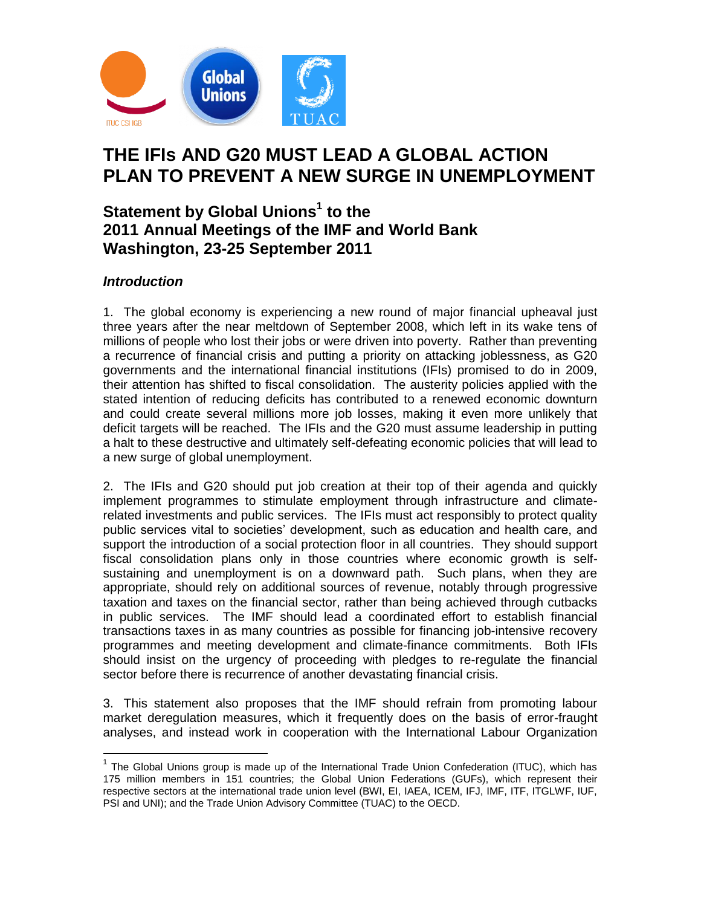# THE IFIs AND G20 MUST LEAD A GLOBAL ACTION PLAN TO PREVENT A NEW SURGE IN UNEMPLOYMENT

## Statement by Global Unions[1] to the 2011 Annual Meetings of the IMF and World Bank Washington, 23-25 September 2011

### *Introduction*

1. The global economy is experiencing a new round of major financial upheaval just three years after the near meltdown of September 2008, which left in its wake tens of millions of people who lost their jobs or were driven into poverty. Rather than preventing a recurrence of financial crisis and putting a priority on attacking joblessness, as G20 governments and the international financial institutions (IFIs) promised to do in 2009, their attention has shifted to fiscal consolidation. The austerity policies applied with the stated intention of reducing deficits has contributed to a renewed economic downturn and could create several millions more job losses, making it even more unlikely that deficit targets will be reached. The IFIs and the G20 must assume leadership in putting a halt to these destructive and ultimately self-defeating economic policies that will lead to a new surge of global unemployment.

2. The IFIs and G20 should put job creation at their top of their agenda and quickly implement programmes to stimulate employment through infrastructure and climate-related investments and public services. The IFIs must act responsibly to protect quality public services vital to societies' development, such as education and health care, and support the introduction of a social protection floor in all countries. They should support fiscal consolidation plans only in those countries where economic growth is self-sustaining and unemployment is on a downward path. Such plans, when they are appropriate, should rely on additional sources of revenue, notably through progressive taxation and taxes on the financial sector, rather than being achieved through cutbacks in public services. The IMF should lead a coordinated effort to establish financial transactions taxes in as many countries as possible for financing job-intensive recovery programmes and meeting development and climate-finance commitments. Both IFIs should insist on the urgency of proceeding with pledges to re-regulate the financial sector before there is recurrence of another devastating financial crisis.

3. This statement also proposes that the IMF should refrain from promoting labour market deregulation measures, which it frequently does on the basis of error-fraught analyses, and instead work in cooperation with the International Labour Organization

---

[1] The Global Unions group is made up of the International Trade Union Confederation (ITUC), which has 175 million members in 151 countries; the Global Union Federations (GUFs), which represent their respective sectors at the international trade union level (BWI, EI, IAEA, ICEM, IFJ, IMF, ITF, ITGLWF, IUF, PSI and UNI); and the Trade Union Advisory Committee (TUAC) to the OECD.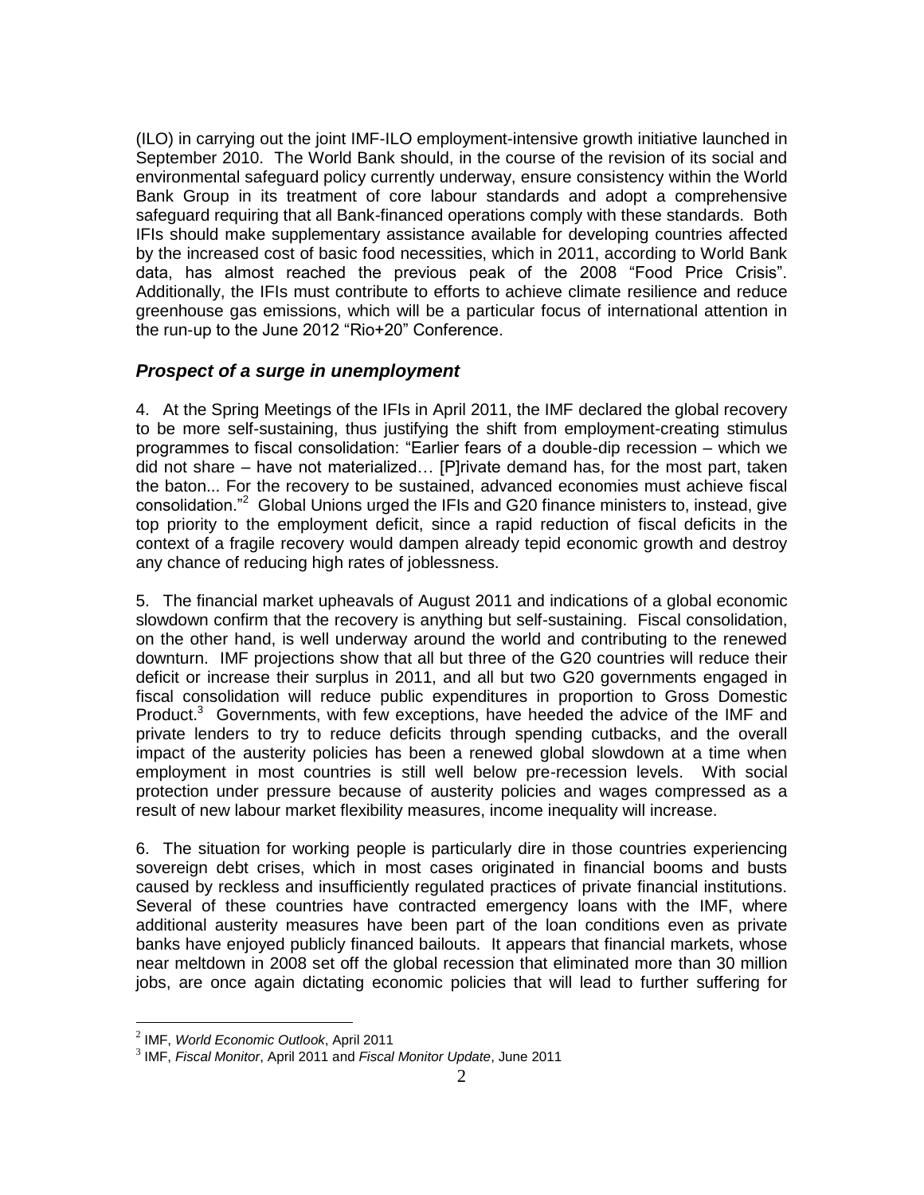(ILO) in carrying out the joint IMF-ILO employment-intensive growth initiative launched in September 2010. The World Bank should, in the course of the revision of its social and environmental safeguard policy currently underway, ensure consistency within the World Bank Group in its treatment of core labour standards and adopt a comprehensive safeguard requiring that all Bank-financed operations comply with these standards. Both IFIs should make supplementary assistance available for developing countries affected by the increased cost of basic food necessities, which in 2011, according to World Bank data, has almost reached the previous peak of the 2008 "Food Price Crisis". Additionally, the IFIs must contribute to efforts to achieve climate resilience and reduce greenhouse gas emissions, which will be a particular focus of international attention in the run-up to the June 2012 "Rio+20" Conference.

### *Prospect of a surge in unemployment*

4. At the Spring Meetings of the IFIs in April 2011, the IMF declared the global recovery to be more self-sustaining, thus justifying the shift from employment-creating stimulus programmes to fiscal consolidation: "Earlier fears of a double-dip recession – which we did not share – have not materialized… [P]rivate demand has, for the most part, taken the baton... For the recovery to be sustained, advanced economies must achieve fiscal consolidation."[2] Global Unions urged the IFIs and G20 finance ministers to, instead, give top priority to the employment deficit, since a rapid reduction of fiscal deficits in the context of a fragile recovery would dampen already tepid economic growth and destroy any chance of reducing high rates of joblessness.

5. The financial market upheavals of August 2011 and indications of a global economic slowdown confirm that the recovery is anything but self-sustaining. Fiscal consolidation, on the other hand, is well underway around the world and contributing to the renewed downturn. IMF projections show that all but three of the G20 countries will reduce their deficit or increase their surplus in 2011, and all but two G20 governments engaged in fiscal consolidation will reduce public expenditures in proportion to Gross Domestic Product.[3] Governments, with few exceptions, have heeded the advice of the IMF and private lenders to try to reduce deficits through spending cutbacks, and the overall impact of the austerity policies has been a renewed global slowdown at a time when employment in most countries is still well below pre-recession levels. With social protection under pressure because of austerity policies and wages compressed as a result of new labour market flexibility measures, income inequality will increase.

6. The situation for working people is particularly dire in those countries experiencing sovereign debt crises, which in most cases originated in financial booms and busts caused by reckless and insufficiently regulated practices of private financial institutions. Several of these countries have contracted emergency loans with the IMF, where additional austerity measures have been part of the loan conditions even as private banks have enjoyed publicly financed bailouts. It appears that financial markets, whose near meltdown in 2008 set off the global recession that eliminated more than 30 million jobs, are once again dictating economic policies that will lead to further suffering for

---

[2] IMF, *World Economic Outlook*, April 2011

[3] IMF, *Fiscal Monitor*, April 2011 and *Fiscal Monitor Update*, June 2011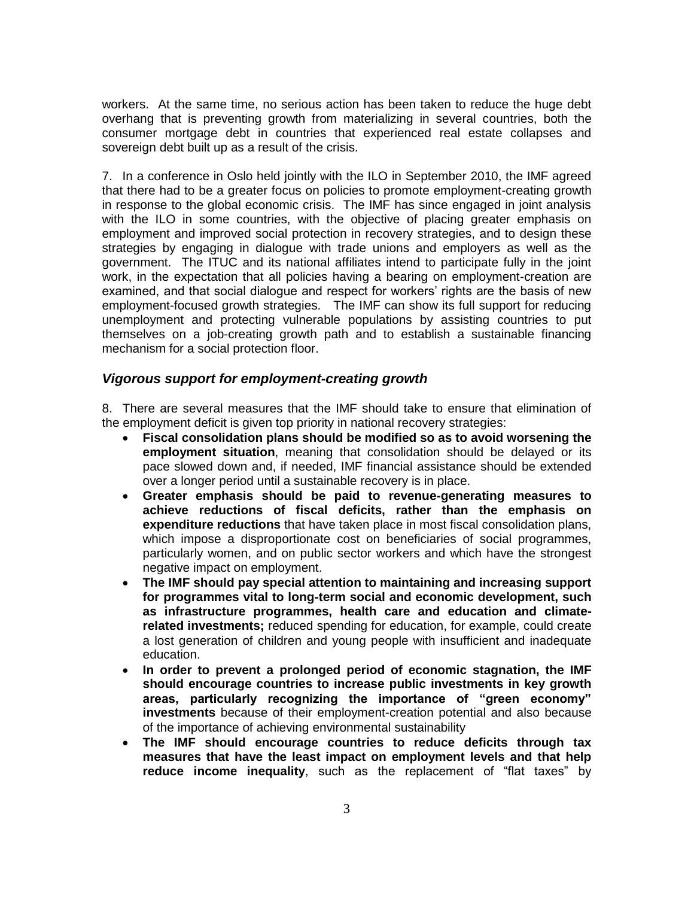workers. At the same time, no serious action has been taken to reduce the huge debt overhang that is preventing growth from materializing in several countries, both the consumer mortgage debt in countries that experienced real estate collapses and sovereign debt built up as a result of the crisis.

7. In a conference in Oslo held jointly with the ILO in September 2010, the IMF agreed that there had to be a greater focus on policies to promote employment-creating growth in response to the global economic crisis. The IMF has since engaged in joint analysis with the ILO in some countries, with the objective of placing greater emphasis on employment and improved social protection in recovery strategies, and to design these strategies by engaging in dialogue with trade unions and employers as well as the government. The ITUC and its national affiliates intend to participate fully in the joint work, in the expectation that all policies having a bearing on employment-creation are examined, and that social dialogue and respect for workers' rights are the basis of new employment-focused growth strategies. The IMF can show its full support for reducing unemployment and protecting vulnerable populations by assisting countries to put themselves on a job-creating growth path and to establish a sustainable financing mechanism for a social protection floor.

### *Vigorous support for employment-creating growth*

8. There are several measures that the IMF should take to ensure that elimination of the employment deficit is given top priority in national recovery strategies:

- **Fiscal consolidation plans should be modified so as to avoid worsening the employment situation**, meaning that consolidation should be delayed or its pace slowed down and, if needed, IMF financial assistance should be extended over a longer period until a sustainable recovery is in place.
- **Greater emphasis should be paid to revenue-generating measures to achieve reductions of fiscal deficits, rather than the emphasis on expenditure reductions** that have taken place in most fiscal consolidation plans, which impose a disproportionate cost on beneficiaries of social programmes, particularly women, and on public sector workers and which have the strongest negative impact on employment.
- **The IMF should pay special attention to maintaining and increasing support for programmes vital to long-term social and economic development, such as infrastructure programmes, health care and education and climate-related investments;** reduced spending for education, for example, could create a lost generation of children and young people with insufficient and inadequate education.
- **In order to prevent a prolonged period of economic stagnation, the IMF should encourage countries to increase public investments in key growth areas, particularly recognizing the importance of "green economy" investments** because of their employment-creation potential and also because of the importance of achieving environmental sustainability
- **The IMF should encourage countries to reduce deficits through tax measures that have the least impact on employment levels and that help reduce income inequality**, such as the replacement of "flat taxes" by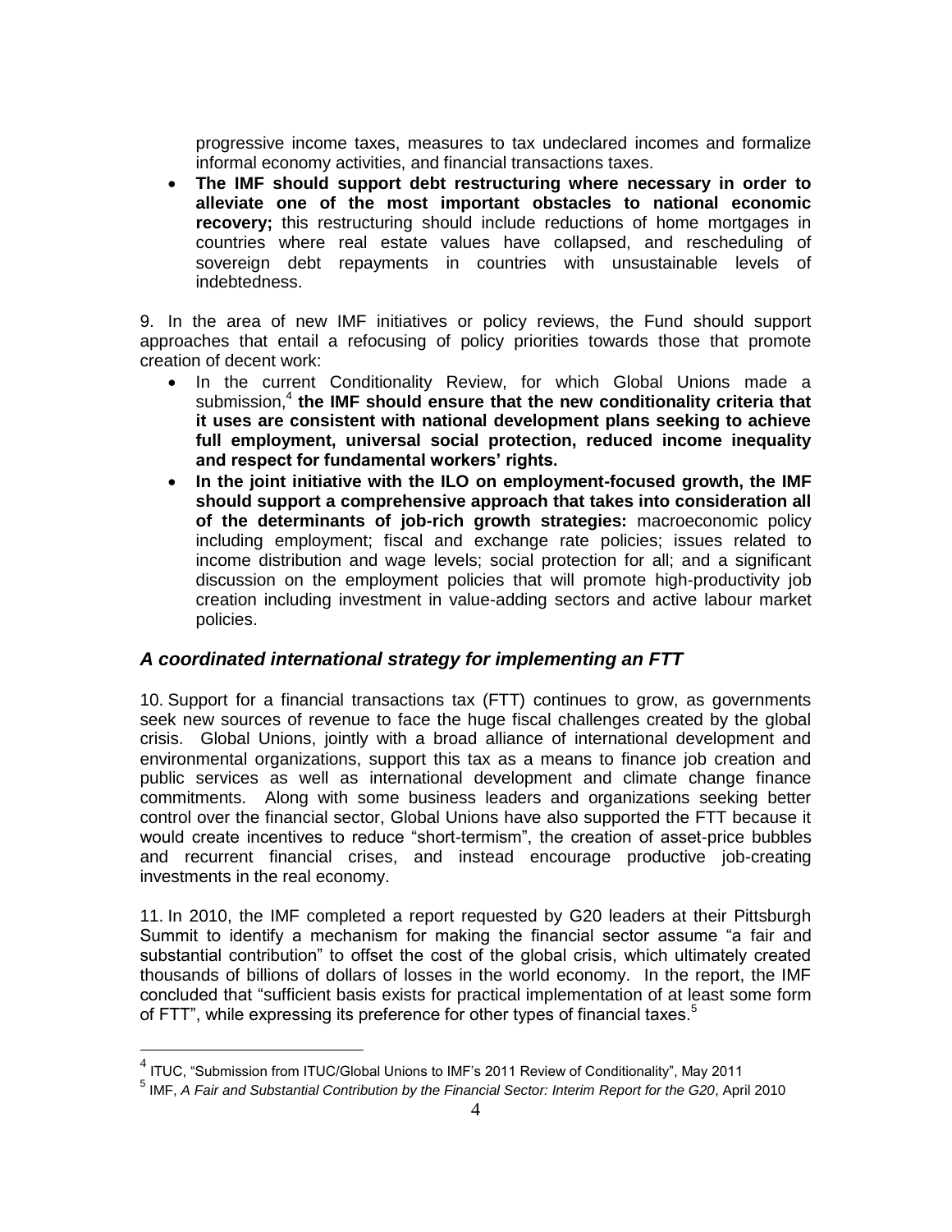progressive income taxes, measures to tax undeclared incomes and formalize informal economy activities, and financial transactions taxes.

- **The IMF should support debt restructuring where necessary in order to alleviate one of the most important obstacles to national economic recovery;** this restructuring should include reductions of home mortgages in countries where real estate values have collapsed, and rescheduling of sovereign debt repayments in countries with unsustainable levels of indebtedness.

9. In the area of new IMF initiatives or policy reviews, the Fund should support approaches that entail a refocusing of policy priorities towards those that promote creation of decent work:

- In the current Conditionality Review, for which Global Unions made a submission,[4] **the IMF should ensure that the new conditionality criteria that it uses are consistent with national development plans seeking to achieve full employment, universal social protection, reduced income inequality and respect for fundamental workers' rights.**
- **In the joint initiative with the ILO on employment-focused growth, the IMF should support a comprehensive approach that takes into consideration all of the determinants of job-rich growth strategies:** macroeconomic policy including employment; fiscal and exchange rate policies; issues related to income distribution and wage levels; social protection for all; and a significant discussion on the employment policies that will promote high-productivity job creation including investment in value-adding sectors and active labour market policies.

### *A coordinated international strategy for implementing an FTT*

10. Support for a financial transactions tax (FTT) continues to grow, as governments seek new sources of revenue to face the huge fiscal challenges created by the global crisis. Global Unions, jointly with a broad alliance of international development and environmental organizations, support this tax as a means to finance job creation and public services as well as international development and climate change finance commitments. Along with some business leaders and organizations seeking better control over the financial sector, Global Unions have also supported the FTT because it would create incentives to reduce "short-termism", the creation of asset-price bubbles and recurrent financial crises, and instead encourage productive job-creating investments in the real economy.

11. In 2010, the IMF completed a report requested by G20 leaders at their Pittsburgh Summit to identify a mechanism for making the financial sector assume "a fair and substantial contribution" to offset the cost of the global crisis, which ultimately created thousands of billions of dollars of losses in the world economy. In the report, the IMF concluded that "sufficient basis exists for practical implementation of at least some form of FTT", while expressing its preference for other types of financial taxes.[5]

---

[4] ITUC, "Submission from ITUC/Global Unions to IMF's 2011 Review of Conditionality", May 2011

[5] IMF, *A Fair and Substantial Contribution by the Financial Sector: Interim Report for the G20*, April 2010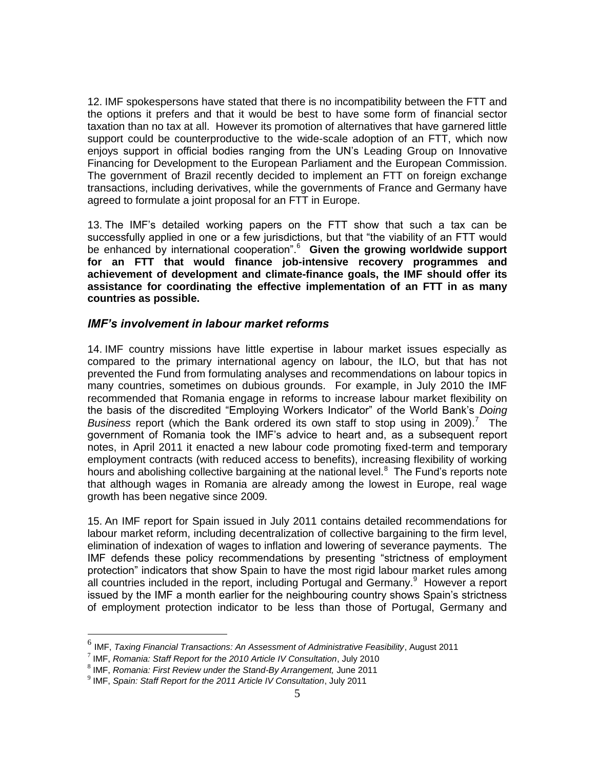12. IMF spokespersons have stated that there is no incompatibility between the FTT and the options it prefers and that it would be best to have some form of financial sector taxation than no tax at all. However its promotion of alternatives that have garnered little support could be counterproductive to the wide-scale adoption of an FTT, which now enjoys support in official bodies ranging from the UN's Leading Group on Innovative Financing for Development to the European Parliament and the European Commission. The government of Brazil recently decided to implement an FTT on foreign exchange transactions, including derivatives, while the governments of France and Germany have agreed to formulate a joint proposal for an FTT in Europe.

13. The IMF's detailed working papers on the FTT show that such a tax can be successfully applied in one or a few jurisdictions, but that "the viability of an FTT would be enhanced by international cooperation".[6] **Given the growing worldwide support for an FTT that would finance job-intensive recovery programmes and achievement of development and climate-finance goals, the IMF should offer its assistance for coordinating the effective implementation of an FTT in as many countries as possible.**

### *IMF's involvement in labour market reforms*

14. IMF country missions have little expertise in labour market issues especially as compared to the primary international agency on labour, the ILO, but that has not prevented the Fund from formulating analyses and recommendations on labour topics in many countries, sometimes on dubious grounds. For example, in July 2010 the IMF recommended that Romania engage in reforms to increase labour market flexibility on the basis of the discredited "Employing Workers Indicator" of the World Bank's *Doing Business* report (which the Bank ordered its own staff to stop using in 2009).[7] The government of Romania took the IMF's advice to heart and, as a subsequent report notes, in April 2011 it enacted a new labour code promoting fixed-term and temporary employment contracts (with reduced access to benefits), increasing flexibility of working hours and abolishing collective bargaining at the national level.[8] The Fund's reports note that although wages in Romania are already among the lowest in Europe, real wage growth has been negative since 2009.

15. An IMF report for Spain issued in July 2011 contains detailed recommendations for labour market reform, including decentralization of collective bargaining to the firm level, elimination of indexation of wages to inflation and lowering of severance payments. The IMF defends these policy recommendations by presenting "strictness of employment protection" indicators that show Spain to have the most rigid labour market rules among all countries included in the report, including Portugal and Germany.[9] However a report issued by the IMF a month earlier for the neighbouring country shows Spain's strictness of employment protection indicator to be less than those of Portugal, Germany and

---

[6] IMF, *Taxing Financial Transactions: An Assessment of Administrative Feasibility*, August 2011

[7] IMF, *Romania: Staff Report for the 2010 Article IV Consultation*, July 2010

[8] IMF, *Romania: First Review under the Stand-By Arrangement,* June 2011

[9] IMF, *Spain: Staff Report for the 2011 Article IV Consultation*, July 2011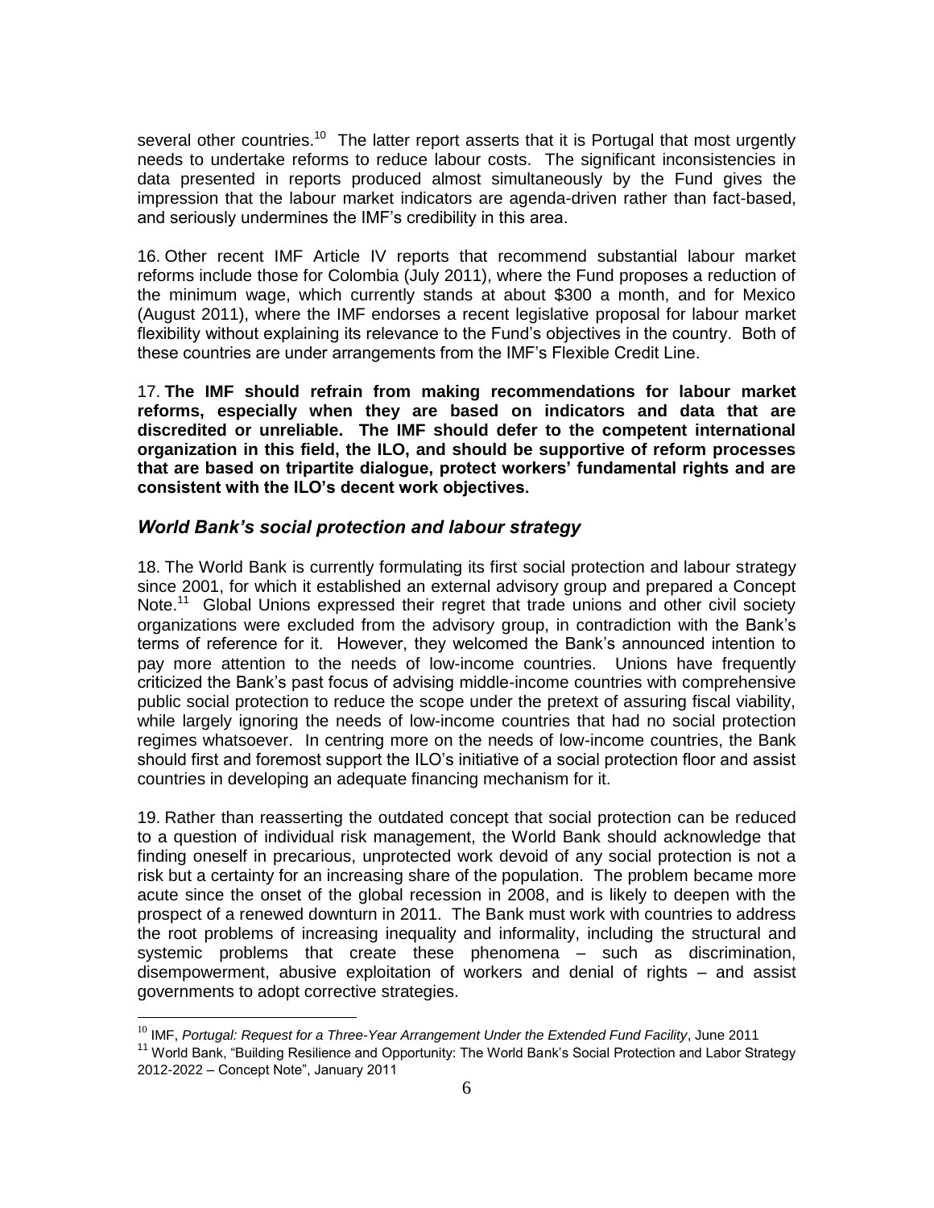several other countries.[10] The latter report asserts that it is Portugal that most urgently needs to undertake reforms to reduce labour costs. The significant inconsistencies in data presented in reports produced almost simultaneously by the Fund gives the impression that the labour market indicators are agenda-driven rather than fact-based, and seriously undermines the IMF's credibility in this area.

16. Other recent IMF Article IV reports that recommend substantial labour market reforms include those for Colombia (July 2011), where the Fund proposes a reduction of the minimum wage, which currently stands at about $300 a month, and for Mexico (August 2011), where the IMF endorses a recent legislative proposal for labour market flexibility without explaining its relevance to the Fund's objectives in the country. Both of these countries are under arrangements from the IMF's Flexible Credit Line.

17. **The IMF should refrain from making recommendations for labour market reforms, especially when they are based on indicators and data that are discredited or unreliable. The IMF should defer to the competent international organization in this field, the ILO, and should be supportive of reform processes that are based on tripartite dialogue, protect workers' fundamental rights and are consistent with the ILO's decent work objectives.**

### *World Bank's social protection and labour strategy*

18. The World Bank is currently formulating its first social protection and labour strategy since 2001, for which it established an external advisory group and prepared a Concept Note.[11] Global Unions expressed their regret that trade unions and other civil society organizations were excluded from the advisory group, in contradiction with the Bank's terms of reference for it. However, they welcomed the Bank's announced intention to pay more attention to the needs of low-income countries. Unions have frequently criticized the Bank's past focus of advising middle-income countries with comprehensive public social protection to reduce the scope under the pretext of assuring fiscal viability, while largely ignoring the needs of low-income countries that had no social protection regimes whatsoever. In centring more on the needs of low-income countries, the Bank should first and foremost support the ILO's initiative of a social protection floor and assist countries in developing an adequate financing mechanism for it.

19. Rather than reasserting the outdated concept that social protection can be reduced to a question of individual risk management, the World Bank should acknowledge that finding oneself in precarious, unprotected work devoid of any social protection is not a risk but a certainty for an increasing share of the population. The problem became more acute since the onset of the global recession in 2008, and is likely to deepen with the prospect of a renewed downturn in 2011. The Bank must work with countries to address the root problems of increasing inequality and informality, including the structural and systemic problems that create these phenomena – such as discrimination, disempowerment, abusive exploitation of workers and denial of rights – and assist governments to adopt corrective strategies.

---

[10] IMF, *Portugal: Request for a Three-Year Arrangement Under the Extended Fund Facility*, June 2011

[11] World Bank, "Building Resilience and Opportunity: The World Bank's Social Protection and Labor Strategy 2012-2022 – Concept Note", January 2011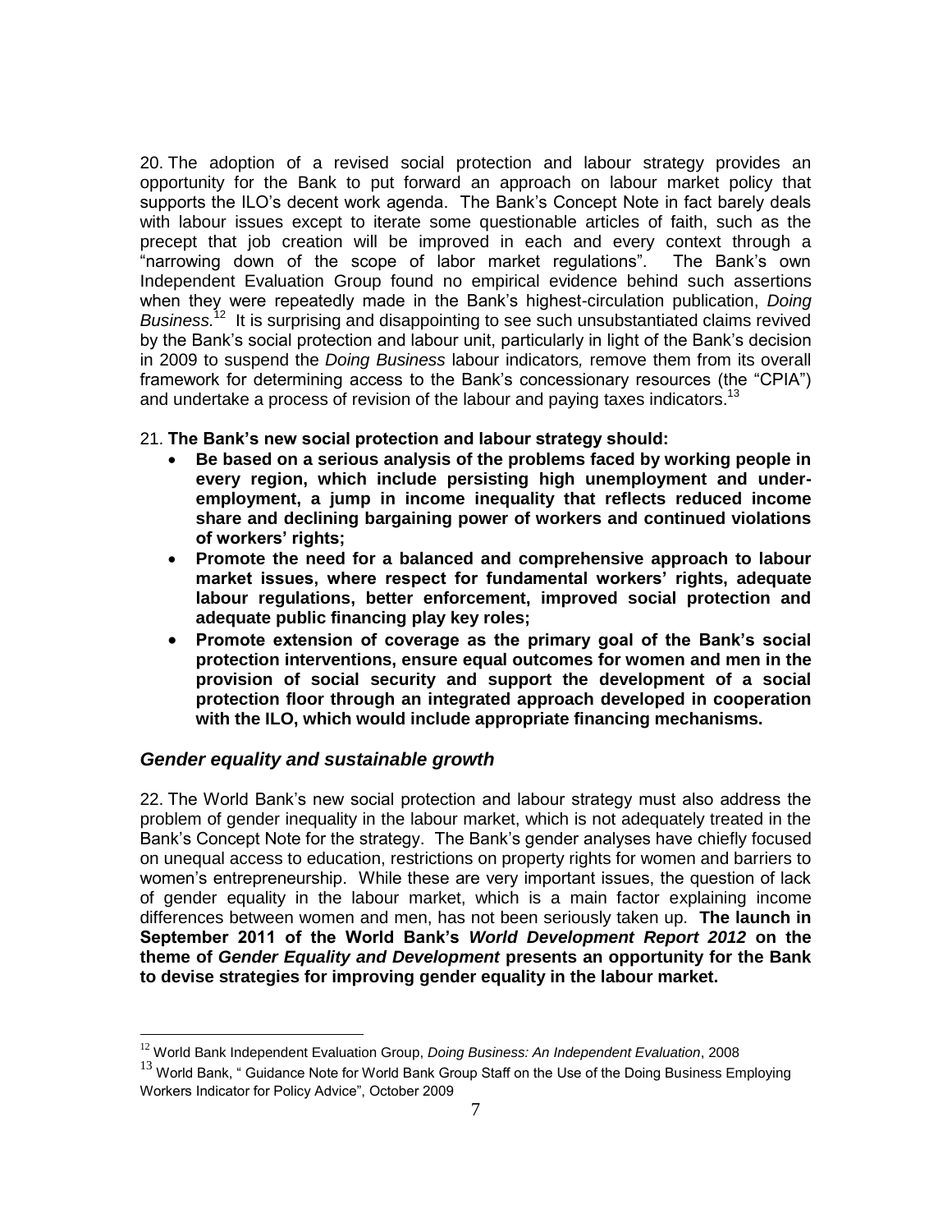20. The adoption of a revised social protection and labour strategy provides an opportunity for the Bank to put forward an approach on labour market policy that supports the ILO's decent work agenda. The Bank's Concept Note in fact barely deals with labour issues except to iterate some questionable articles of faith, such as the precept that job creation will be improved in each and every context through a "narrowing down of the scope of labor market regulations". The Bank's own Independent Evaluation Group found no empirical evidence behind such assertions when they were repeatedly made in the Bank's highest-circulation publication, *Doing Business*.[12] It is surprising and disappointing to see such unsubstantiated claims revived by the Bank's social protection and labour unit, particularly in light of the Bank's decision in 2009 to suspend the *Doing Business* labour indicators, remove them from its overall framework for determining access to the Bank's concessionary resources (the "CPIA") and undertake a process of revision of the labour and paying taxes indicators.[13]

21. **The Bank's new social protection and labour strategy should:**

- **Be based on a serious analysis of the problems faced by working people in every region, which include persisting high unemployment and under-employment, a jump in income inequality that reflects reduced income share and declining bargaining power of workers and continued violations of workers' rights;**
- **Promote the need for a balanced and comprehensive approach to labour market issues, where respect for fundamental workers' rights, adequate labour regulations, better enforcement, improved social protection and adequate public financing play key roles;**
- **Promote extension of coverage as the primary goal of the Bank's social protection interventions, ensure equal outcomes for women and men in the provision of social security and support the development of a social protection floor through an integrated approach developed in cooperation with the ILO, which would include appropriate financing mechanisms.**

### *Gender equality and sustainable growth*

22. The World Bank's new social protection and labour strategy must also address the problem of gender inequality in the labour market, which is not adequately treated in the Bank's Concept Note for the strategy. The Bank's gender analyses have chiefly focused on unequal access to education, restrictions on property rights for women and barriers to women's entrepreneurship. While these are very important issues, the question of lack of gender equality in the labour market, which is a main factor explaining income differences between women and men, has not been seriously taken up. **The launch in September 2011 of the World Bank's *World Development Report 2012* on the theme of *Gender Equality and Development* presents an opportunity for the Bank to devise strategies for improving gender equality in the labour market.**

---

[12] World Bank Independent Evaluation Group, *Doing Business: An Independent Evaluation*, 2008

[13] World Bank, " Guidance Note for World Bank Group Staff on the Use of the Doing Business Employing Workers Indicator for Policy Advice", October 2009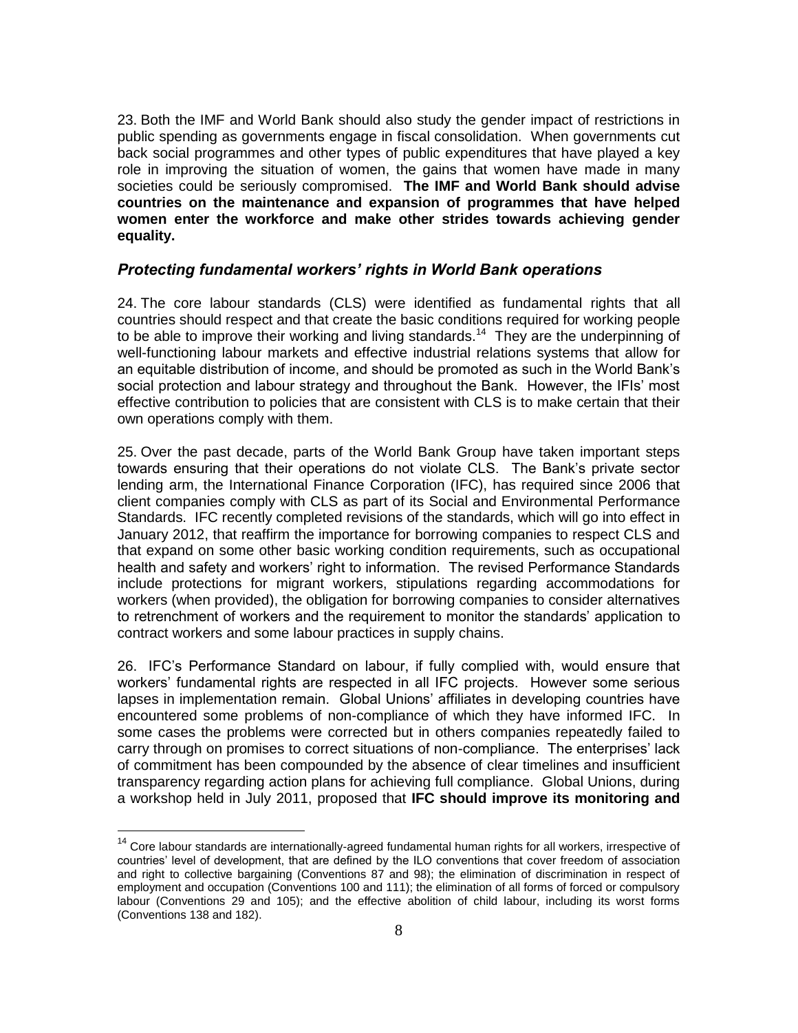23. Both the IMF and World Bank should also study the gender impact of restrictions in public spending as governments engage in fiscal consolidation. When governments cut back social programmes and other types of public expenditures that have played a key role in improving the situation of women, the gains that women have made in many societies could be seriously compromised. **The IMF and World Bank should advise countries on the maintenance and expansion of programmes that have helped women enter the workforce and make other strides towards achieving gender equality.**

### *Protecting fundamental workers' rights in World Bank operations*

24. The core labour standards (CLS) were identified as fundamental rights that all countries should respect and that create the basic conditions required for working people to be able to improve their working and living standards.[14] They are the underpinning of well-functioning labour markets and effective industrial relations systems that allow for an equitable distribution of income, and should be promoted as such in the World Bank's social protection and labour strategy and throughout the Bank. However, the IFIs' most effective contribution to policies that are consistent with CLS is to make certain that their own operations comply with them.

25. Over the past decade, parts of the World Bank Group have taken important steps towards ensuring that their operations do not violate CLS. The Bank's private sector lending arm, the International Finance Corporation (IFC), has required since 2006 that client companies comply with CLS as part of its Social and Environmental Performance Standards. IFC recently completed revisions of the standards, which will go into effect in January 2012, that reaffirm the importance for borrowing companies to respect CLS and that expand on some other basic working condition requirements, such as occupational health and safety and workers' right to information. The revised Performance Standards include protections for migrant workers, stipulations regarding accommodations for workers (when provided), the obligation for borrowing companies to consider alternatives to retrenchment of workers and the requirement to monitor the standards' application to contract workers and some labour practices in supply chains.

26. IFC's Performance Standard on labour, if fully complied with, would ensure that workers' fundamental rights are respected in all IFC projects. However some serious lapses in implementation remain. Global Unions' affiliates in developing countries have encountered some problems of non-compliance of which they have informed IFC. In some cases the problems were corrected but in others companies repeatedly failed to carry through on promises to correct situations of non-compliance. The enterprises' lack of commitment has been compounded by the absence of clear timelines and insufficient transparency regarding action plans for achieving full compliance. Global Unions, during a workshop held in July 2011, proposed that **IFC should improve its monitoring and**

---

[14] Core labour standards are internationally-agreed fundamental human rights for all workers, irrespective of countries' level of development, that are defined by the ILO conventions that cover freedom of association and right to collective bargaining (Conventions 87 and 98); the elimination of discrimination in respect of employment and occupation (Conventions 100 and 111); the elimination of all forms of forced or compulsory labour (Conventions 29 and 105); and the effective abolition of child labour, including its worst forms (Conventions 138 and 182).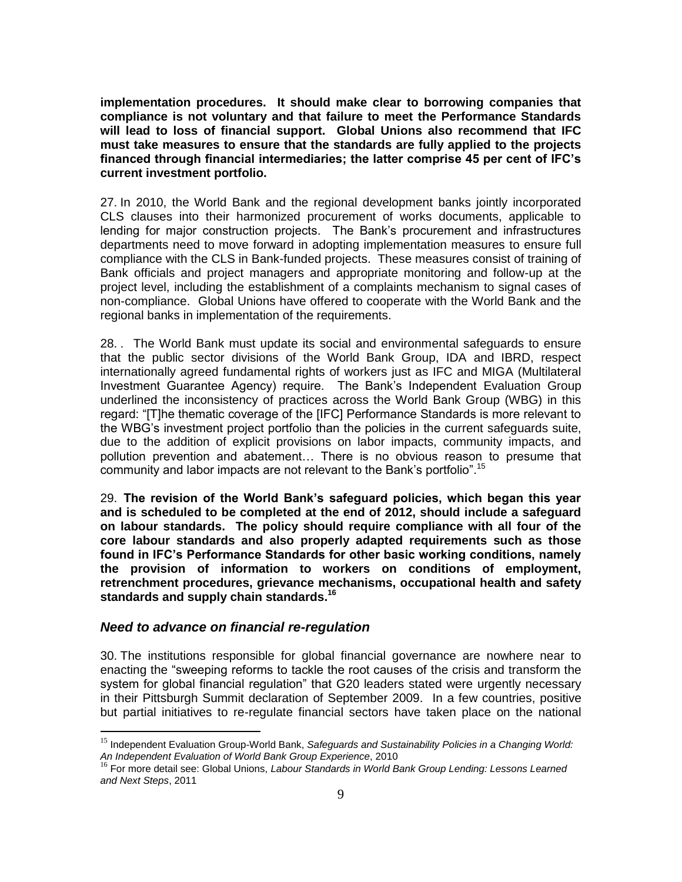**implementation procedures. It should make clear to borrowing companies that compliance is not voluntary and that failure to meet the Performance Standards will lead to loss of financial support. Global Unions also recommend that IFC must take measures to ensure that the standards are fully applied to the projects financed through financial intermediaries; the latter comprise 45 per cent of IFC's current investment portfolio.**

27. In 2010, the World Bank and the regional development banks jointly incorporated CLS clauses into their harmonized procurement of works documents, applicable to lending for major construction projects. The Bank's procurement and infrastructures departments need to move forward in adopting implementation measures to ensure full compliance with the CLS in Bank-funded projects. These measures consist of training of Bank officials and project managers and appropriate monitoring and follow-up at the project level, including the establishment of a complaints mechanism to signal cases of non-compliance. Global Unions have offered to cooperate with the World Bank and the regional banks in implementation of the requirements.

28. . The World Bank must update its social and environmental safeguards to ensure that the public sector divisions of the World Bank Group, IDA and IBRD, respect internationally agreed fundamental rights of workers just as IFC and MIGA (Multilateral Investment Guarantee Agency) require. The Bank's Independent Evaluation Group underlined the inconsistency of practices across the World Bank Group (WBG) in this regard: "[T]he thematic coverage of the [IFC] Performance Standards is more relevant to the WBG's investment project portfolio than the policies in the current safeguards suite, due to the addition of explicit provisions on labor impacts, community impacts, and pollution prevention and abatement… There is no obvious reason to presume that community and labor impacts are not relevant to the Bank's portfolio".[15]

29. **The revision of the World Bank's safeguard policies, which began this year and is scheduled to be completed at the end of 2012, should include a safeguard on labour standards. The policy should require compliance with all four of the core labour standards and also properly adapted requirements such as those found in IFC's Performance Standards for other basic working conditions, namely the provision of information to workers on conditions of employment, retrenchment procedures, grievance mechanisms, occupational health and safety standards and supply chain standards.[16]**

### *Need to advance on financial re-regulation*

30. The institutions responsible for global financial governance are nowhere near to enacting the "sweeping reforms to tackle the root causes of the crisis and transform the system for global financial regulation" that G20 leaders stated were urgently necessary in their Pittsburgh Summit declaration of September 2009. In a few countries, positive but partial initiatives to re-regulate financial sectors have taken place on the national

---

[15] Independent Evaluation Group-World Bank, *Safeguards and Sustainability Policies in a Changing World: An Independent Evaluation of World Bank Group Experience*, 2010

[16] For more detail see: Global Unions, *Labour Standards in World Bank Group Lending: Lessons Learned and Next Steps*, 2011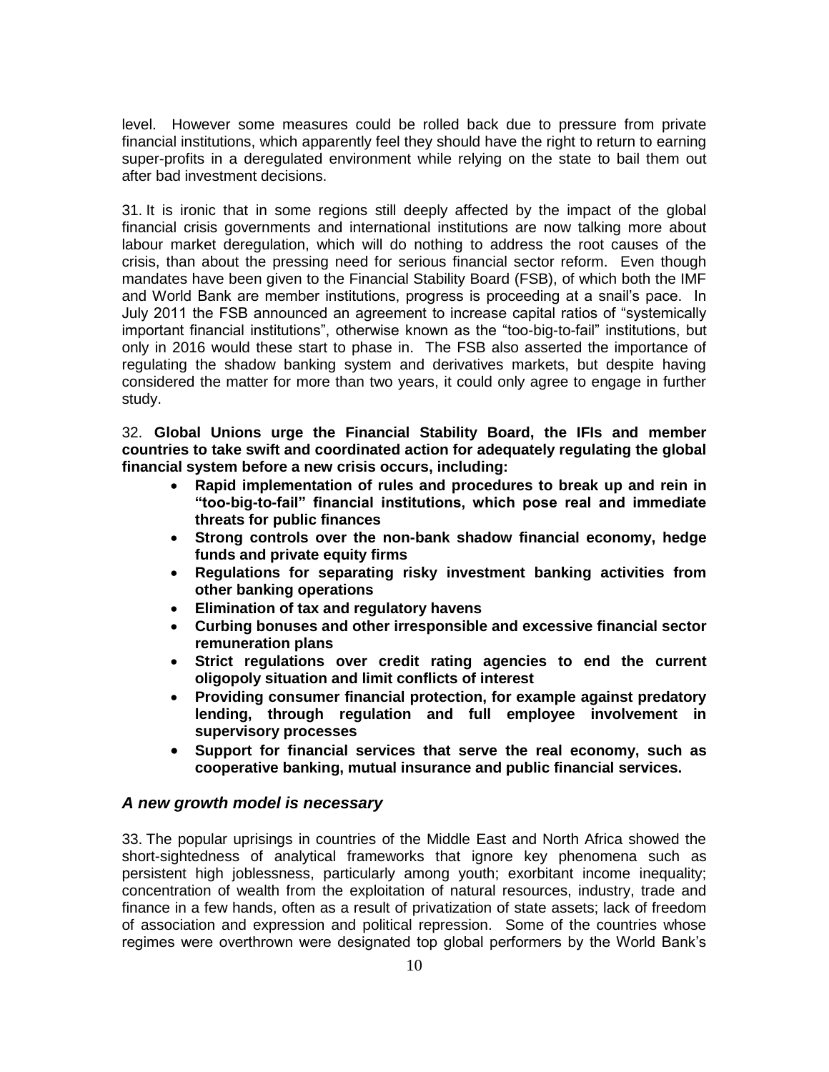level. However some measures could be rolled back due to pressure from private financial institutions, which apparently feel they should have the right to return to earning super-profits in a deregulated environment while relying on the state to bail them out after bad investment decisions.

31. It is ironic that in some regions still deeply affected by the impact of the global financial crisis governments and international institutions are now talking more about labour market deregulation, which will do nothing to address the root causes of the crisis, than about the pressing need for serious financial sector reform. Even though mandates have been given to the Financial Stability Board (FSB), of which both the IMF and World Bank are member institutions, progress is proceeding at a snail's pace. In July 2011 the FSB announced an agreement to increase capital ratios of "systemically important financial institutions", otherwise known as the "too-big-to-fail" institutions, but only in 2016 would these start to phase in. The FSB also asserted the importance of regulating the shadow banking system and derivatives markets, but despite having considered the matter for more than two years, it could only agree to engage in further study.

32. **Global Unions urge the Financial Stability Board, the IFIs and member countries to take swift and coordinated action for adequately regulating the global financial system before a new crisis occurs, including:**

- **Rapid implementation of rules and procedures to break up and rein in "too-big-to-fail" financial institutions, which pose real and immediate threats for public finances**
- **Strong controls over the non-bank shadow financial economy, hedge funds and private equity firms**
- **Regulations for separating risky investment banking activities from other banking operations**
- **Elimination of tax and regulatory havens**
- **Curbing bonuses and other irresponsible and excessive financial sector remuneration plans**
- **Strict regulations over credit rating agencies to end the current oligopoly situation and limit conflicts of interest**
- **Providing consumer financial protection, for example against predatory lending, through regulation and full employee involvement in supervisory processes**
- **Support for financial services that serve the real economy, such as cooperative banking, mutual insurance and public financial services.**

### ***A new growth model is necessary***

33. The popular uprisings in countries of the Middle East and North Africa showed the short-sightedness of analytical frameworks that ignore key phenomena such as persistent high joblessness, particularly among youth; exorbitant income inequality; concentration of wealth from the exploitation of natural resources, industry, trade and finance in a few hands, often as a result of privatization of state assets; lack of freedom of association and expression and political repression. Some of the countries whose regimes were overthrown were designated top global performers by the World Bank's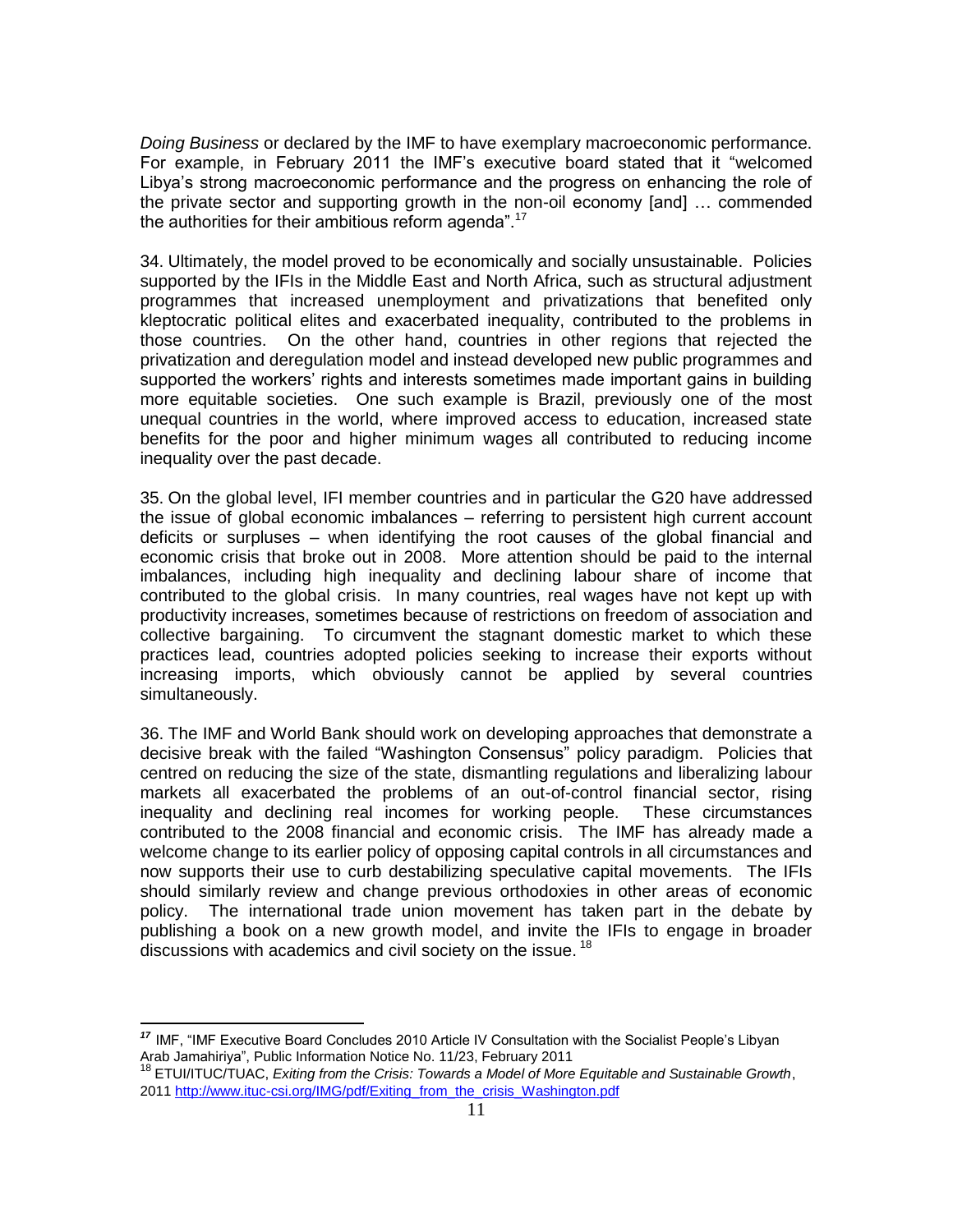*Doing Business* or declared by the IMF to have exemplary macroeconomic performance. For example, in February 2011 the IMF's executive board stated that it "welcomed Libya's strong macroeconomic performance and the progress on enhancing the role of the private sector and supporting growth in the non-oil economy [and] … commended the authorities for their ambitious reform agenda".[17]

34. Ultimately, the model proved to be economically and socially unsustainable. Policies supported by the IFIs in the Middle East and North Africa, such as structural adjustment programmes that increased unemployment and privatizations that benefited only kleptocratic political elites and exacerbated inequality, contributed to the problems in those countries. On the other hand, countries in other regions that rejected the privatization and deregulation model and instead developed new public programmes and supported the workers' rights and interests sometimes made important gains in building more equitable societies. One such example is Brazil, previously one of the most unequal countries in the world, where improved access to education, increased state benefits for the poor and higher minimum wages all contributed to reducing income inequality over the past decade.

35. On the global level, IFI member countries and in particular the G20 have addressed the issue of global economic imbalances – referring to persistent high current account deficits or surpluses – when identifying the root causes of the global financial and economic crisis that broke out in 2008. More attention should be paid to the internal imbalances, including high inequality and declining labour share of income that contributed to the global crisis. In many countries, real wages have not kept up with productivity increases, sometimes because of restrictions on freedom of association and collective bargaining. To circumvent the stagnant domestic market to which these practices lead, countries adopted policies seeking to increase their exports without increasing imports, which obviously cannot be applied by several countries simultaneously.

36. The IMF and World Bank should work on developing approaches that demonstrate a decisive break with the failed "Washington Consensus" policy paradigm. Policies that centred on reducing the size of the state, dismantling regulations and liberalizing labour markets all exacerbated the problems of an out-of-control financial sector, rising inequality and declining real incomes for working people. These circumstances contributed to the 2008 financial and economic crisis. The IMF has already made a welcome change to its earlier policy of opposing capital controls in all circumstances and now supports their use to curb destabilizing speculative capital movements. The IFIs should similarly review and change previous orthodoxies in other areas of economic policy. The international trade union movement has taken part in the debate by publishing a book on a new growth model, and invite the IFIs to engage in broader discussions with academics and civil society on the issue.[18]

---

[17] IMF, "IMF Executive Board Concludes 2010 Article IV Consultation with the Socialist People's Libyan Arab Jamahiriya", Public Information Notice No. 11/23, February 2011

[18] ETUI/ITUC/TUAC, *Exiting from the Crisis: Towards a Model of More Equitable and Sustainable Growth*, 2011 http://www.ituc-csi.org/IMG/pdf/Exiting_from_the_crisis_Washington.pdf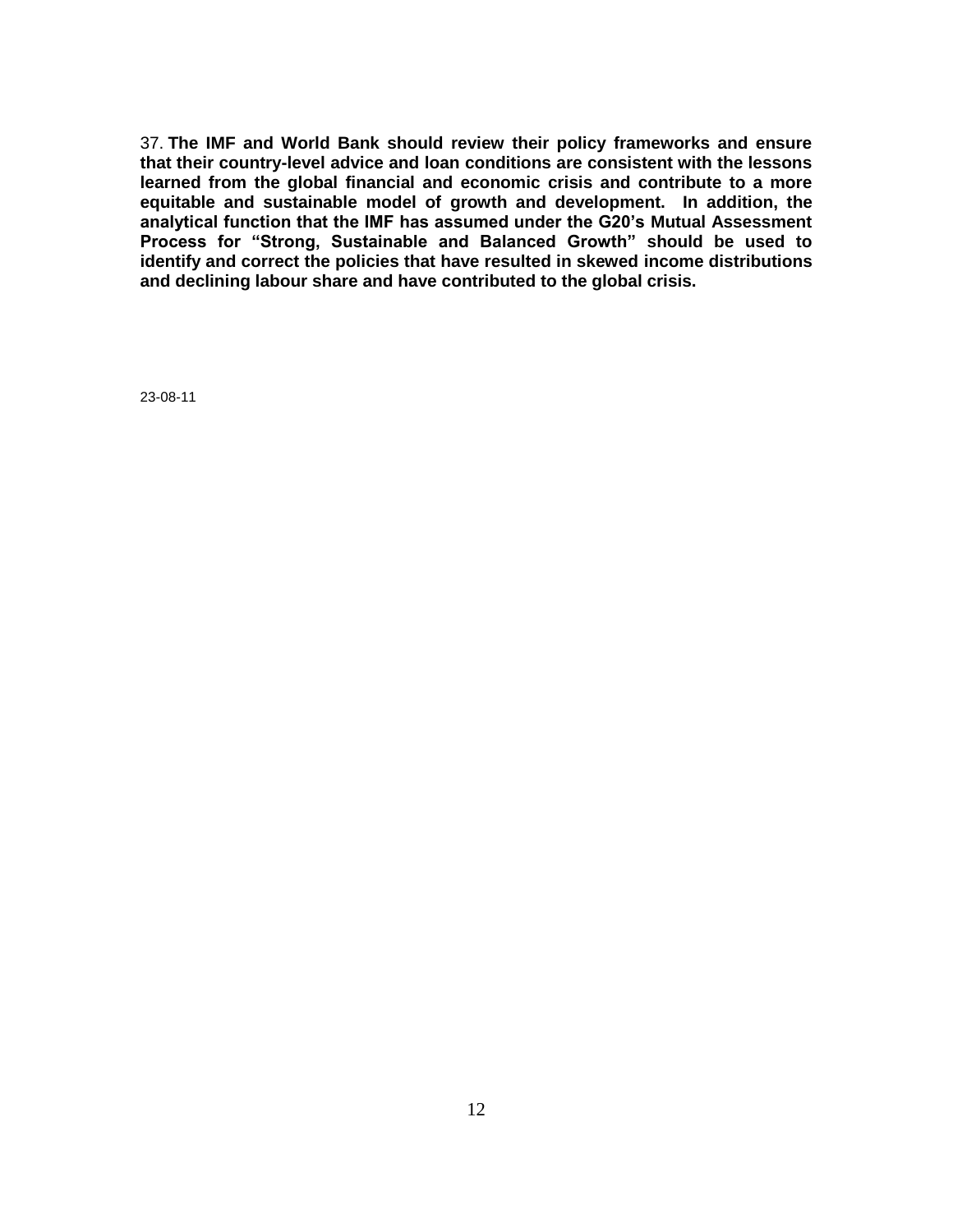37. **The IMF and World Bank should review their policy frameworks and ensure that their country-level advice and loan conditions are consistent with the lessons learned from the global financial and economic crisis and contribute to a more equitable and sustainable model of growth and development. In addition, the analytical function that the IMF has assumed under the G20's Mutual Assessment Process for "Strong, Sustainable and Balanced Growth" should be used to identify and correct the policies that have resulted in skewed income distributions and declining labour share and have contributed to the global crisis.**

23-08-11